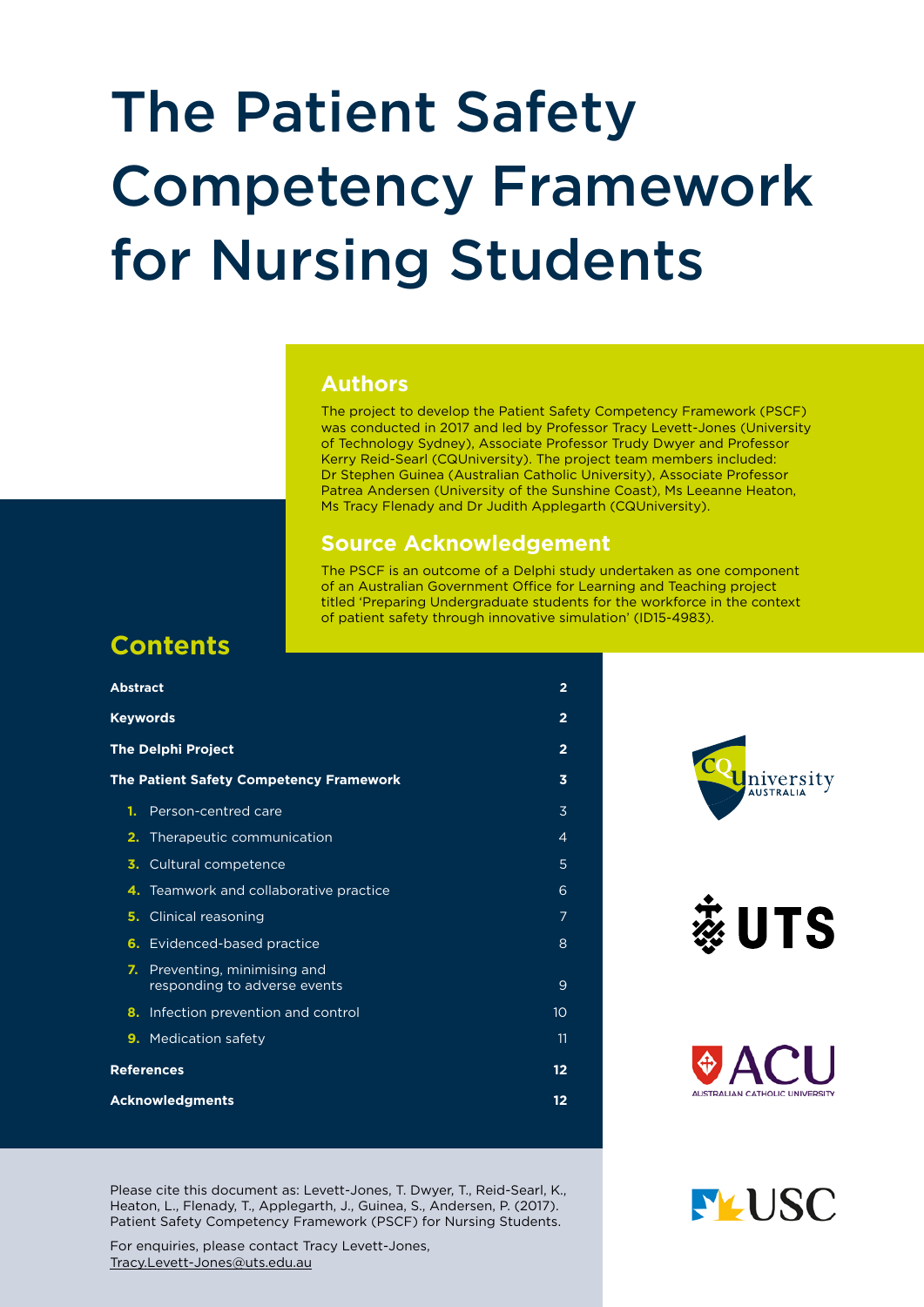# The Patient Safety Competency Framework for Nursing Students

## Authors

The project to develop the Patient Safety Competency Framework (PSCF) was conducted in 2017 and led by Professor Tracy Levett-Jones (University of Technology Sydney), Associate Professor Trudy Dwyer and Professor Kerry Reid-Searl (CQUniversity). The project team members included: Dr Stephen Guinea (Australian Catholic University), Associate Professor Patrea Andersen (University of the Sunshine Coast), Ms Leeanne Heaton, Ms Tracy Flenady and Dr Judith Applegarth (CQUniversity).

## Source Acknowledgement

The PSCF is an outcome of a Delphi study undertaken as one component of an Australian Government Office for Learning and Teaching project titled 'Preparing Undergraduate students for the workforce in the context of patient safety through innovative simulation' (ID15-4983).

## Contents

| | |
|---|---|
| **Abstract** | **2** |
| **Keywords** | **2** |
| **The Delphi Project** | **2** |
| **The Patient Safety Competency Framework** | **3** |
| **1.** Person-centred care | 3 |
| **2.** Therapeutic communication | 4 |
| **3.** Cultural competence | 5 |
| **4.** Teamwork and collaborative practice | 6 |
| **5.** Clinical reasoning | 7 |
| **6.** Evidenced-based practice | 8 |
| **7.** Preventing, minimising and responding to adverse events | 9 |
| **8.** Infection prevention and control | 10 |
| **9.** Medication safety | 11 |
| **References** | **12** |
| **Acknowledgments** | **12** |

Please cite this document as: Levett-Jones, T. Dwyer, T., Reid-Searl, K., Heaton, L., Flenady, T., Applegarth, J., Guinea, S., Andersen, P. (2017). Patient Safety Competency Framework (PSCF) for Nursing Students.

For enquiries, please contact Tracy Levett-Jones, Tracy.Levett-Jones@uts.edu.au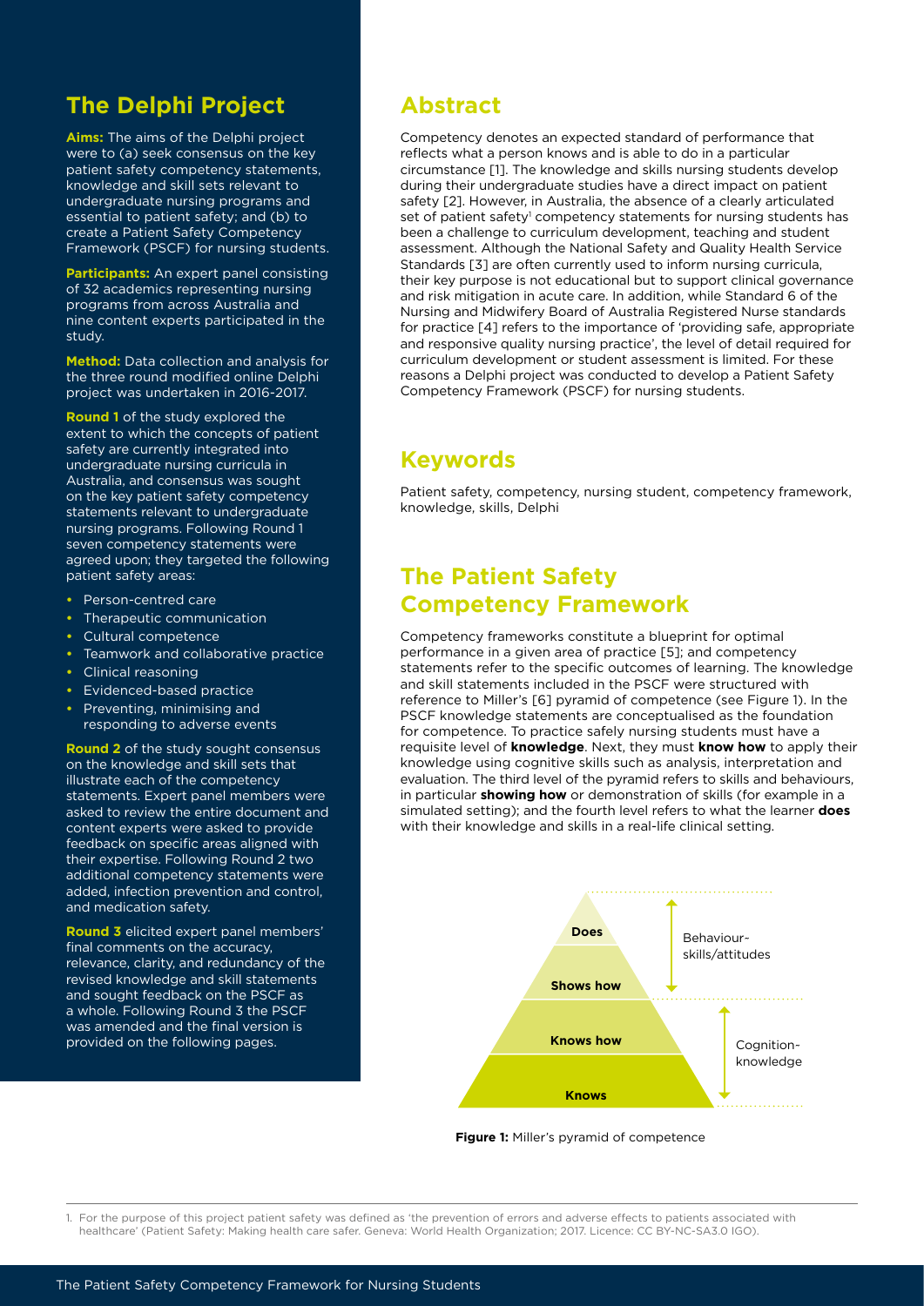## The Delphi Project

**Aims:** The aims of the Delphi project were to (a) seek consensus on the key patient safety competency statements, knowledge and skill sets relevant to undergraduate nursing programs and essential to patient safety; and (b) to create a Patient Safety Competency Framework (PSCF) for nursing students.

**Participants:** An expert panel consisting of 32 academics representing nursing programs from across Australia and nine content experts participated in the study.

**Method:** Data collection and analysis for the three round modified online Delphi project was undertaken in 2016-2017.

**Round 1** of the study explored the extent to which the concepts of patient safety are currently integrated into undergraduate nursing curricula in Australia, and consensus was sought on the key patient safety competency statements relevant to undergraduate nursing programs. Following Round 1 seven competency statements were agreed upon; they targeted the following patient safety areas:

- Person-centred care
- Therapeutic communication
- Cultural competence
- Teamwork and collaborative practice
- Clinical reasoning
- Evidenced-based practice
- Preventing, minimising and responding to adverse events

**Round 2** of the study sought consensus on the knowledge and skill sets that illustrate each of the competency statements. Expert panel members were asked to review the entire document and content experts were asked to provide feedback on specific areas aligned with their expertise. Following Round 2 two additional competency statements were added, infection prevention and control, and medication safety.

**Round 3** elicited expert panel members' final comments on the accuracy, relevance, clarity, and redundancy of the revised knowledge and skill statements and sought feedback on the PSCF as a whole. Following Round 3 the PSCF was amended and the final version is provided on the following pages.

## Abstract

Competency denotes an expected standard of performance that reflects what a person knows and is able to do in a particular circumstance [1]. The knowledge and skills nursing students develop during their undergraduate studies have a direct impact on patient safety [2]. However, in Australia, the absence of a clearly articulated set of patient safety[1] competency statements for nursing students has been a challenge to curriculum development, teaching and student assessment. Although the National Safety and Quality Health Service Standards [3] are often currently used to inform nursing curricula, their key purpose is not educational but to support clinical governance and risk mitigation in acute care. In addition, while Standard 6 of the Nursing and Midwifery Board of Australia Registered Nurse standards for practice [4] refers to the importance of 'providing safe, appropriate and responsive quality nursing practice', the level of detail required for curriculum development or student assessment is limited. For these reasons a Delphi project was conducted to develop a Patient Safety Competency Framework (PSCF) for nursing students.

## Keywords

Patient safety, competency, nursing student, competency framework, knowledge, skills, Delphi

## The Patient Safety Competency Framework

Competency frameworks constitute a blueprint for optimal performance in a given area of practice [5]; and competency statements refer to the specific outcomes of learning. The knowledge and skill statements included in the PSCF were structured with reference to Miller's [6] pyramid of competence (see Figure 1). In the PSCF knowledge statements are conceptualised as the foundation for competence. To practice safely nursing students must have a requisite level of **knowledge**. Next, they must **know how** to apply their knowledge using cognitive skills such as analysis, interpretation and evaluation. The third level of the pyramid refers to skills and behaviours, in particular **showing how** or demonstration of skills (for example in a simulated setting); and the fourth level refers to what the learner **does** with their knowledge and skills in a real-life clinical setting.

Does | Shows how | Knows how | Knows

Behaviour~ skills/attitudes

Cognition~ knowledge

**Figure 1:** Miller's pyramid of competence

1. For the purpose of this project patient safety was defined as 'the prevention of errors and adverse effects to patients associated with healthcare' (Patient Safety: Making health care safer. Geneva: World Health Organization; 2017. Licence: CC BY-NC-SA3.0 IGO).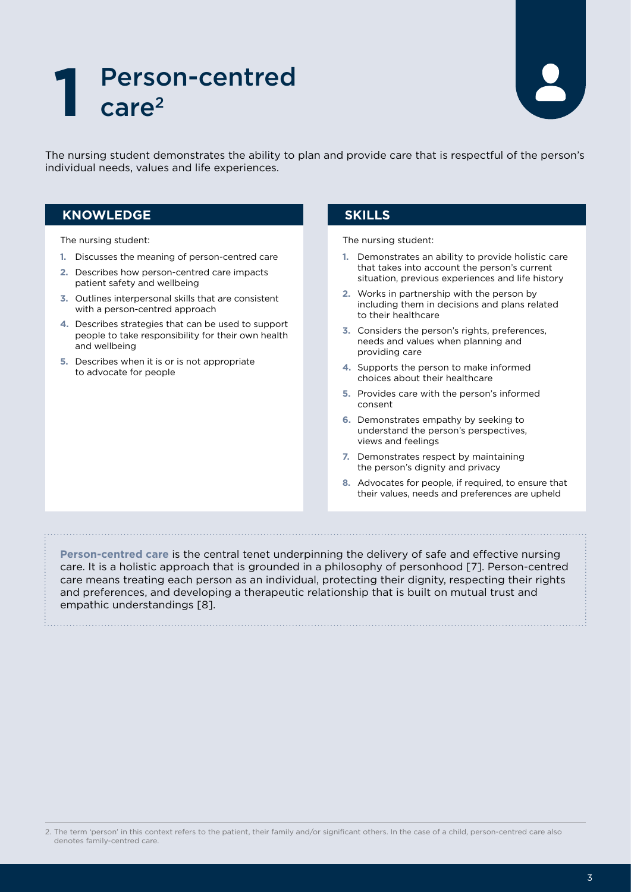# 1 Person-centred care[2]

The nursing student demonstrates the ability to plan and provide care that is respectful of the person's individual needs, values and life experiences.

## KNOWLEDGE

The nursing student:

1. Discusses the meaning of person-centred care
2. Describes how person-centred care impacts patient safety and wellbeing
3. Outlines interpersonal skills that are consistent with a person-centred approach
4. Describes strategies that can be used to support people to take responsibility for their own health and wellbeing
5. Describes when it is or is not appropriate to advocate for people

## SKILLS

The nursing student:

1. Demonstrates an ability to provide holistic care that takes into account the person's current situation, previous experiences and life history
2. Works in partnership with the person by including them in decisions and plans related to their healthcare
3. Considers the person's rights, preferences, needs and values when planning and providing care
4. Supports the person to make informed choices about their healthcare
5. Provides care with the person's informed consent
6. Demonstrates empathy by seeking to understand the person's perspectives, views and feelings
7. Demonstrates respect by maintaining the person's dignity and privacy
8. Advocates for people, if required, to ensure that their values, needs and preferences are upheld

**Person-centred care** is the central tenet underpinning the delivery of safe and effective nursing care. It is a holistic approach that is grounded in a philosophy of personhood [7]. Person-centred care means treating each person as an individual, protecting their dignity, respecting their rights and preferences, and developing a therapeutic relationship that is built on mutual trust and empathic understandings [8].

2. The term 'person' in this context refers to the patient, their family and/or significant others. In the case of a child, person-centred care also denotes family-centred care.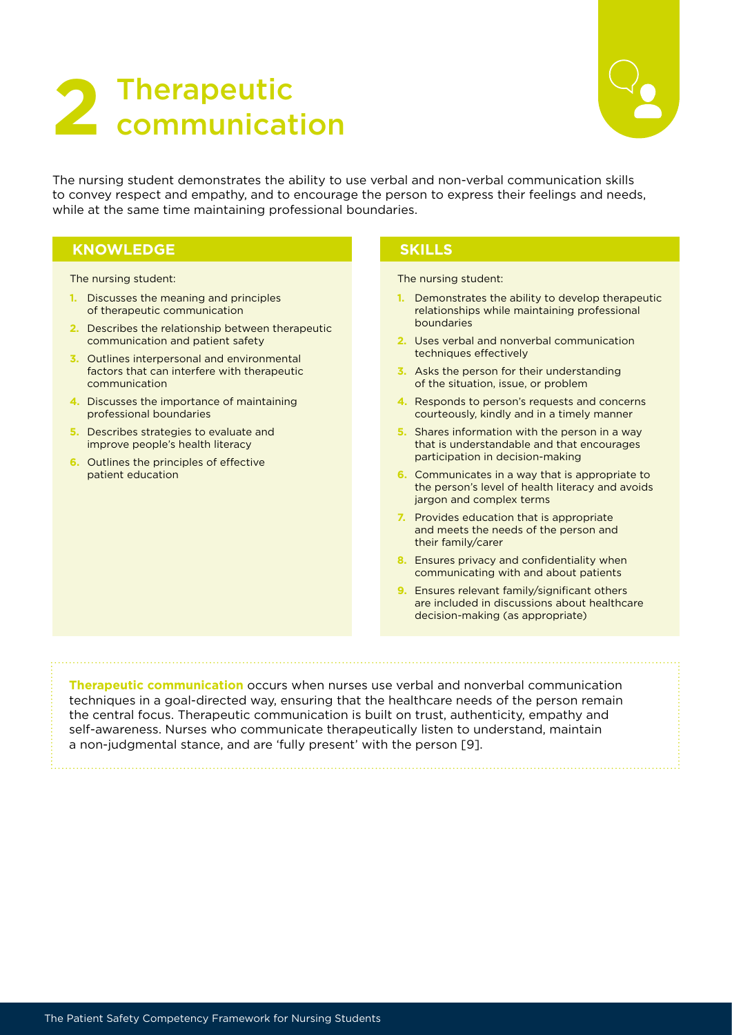# 2 Therapeutic communication

The nursing student demonstrates the ability to use verbal and non-verbal communication skills to convey respect and empathy, and to encourage the person to express their feelings and needs, while at the same time maintaining professional boundaries.

## KNOWLEDGE

The nursing student:

1. Discusses the meaning and principles of therapeutic communication
2. Describes the relationship between therapeutic communication and patient safety
3. Outlines interpersonal and environmental factors that can interfere with therapeutic communication
4. Discusses the importance of maintaining professional boundaries
5. Describes strategies to evaluate and improve people's health literacy
6. Outlines the principles of effective patient education

## SKILLS

The nursing student:

1. Demonstrates the ability to develop therapeutic relationships while maintaining professional boundaries
2. Uses verbal and nonverbal communication techniques effectively
3. Asks the person for their understanding of the situation, issue, or problem
4. Responds to person's requests and concerns courteously, kindly and in a timely manner
5. Shares information with the person in a way that is understandable and that encourages participation in decision-making
6. Communicates in a way that is appropriate to the person's level of health literacy and avoids jargon and complex terms
7. Provides education that is appropriate and meets the needs of the person and their family/carer
8. Ensures privacy and confidentiality when communicating with and about patients
9. Ensures relevant family/significant others are included in discussions about healthcare decision-making (as appropriate)

**Therapeutic communication** occurs when nurses use verbal and nonverbal communication techniques in a goal-directed way, ensuring that the healthcare needs of the person remain the central focus. Therapeutic communication is built on trust, authenticity, empathy and self-awareness. Nurses who communicate therapeutically listen to understand, maintain a non-judgmental stance, and are 'fully present' with the person [9].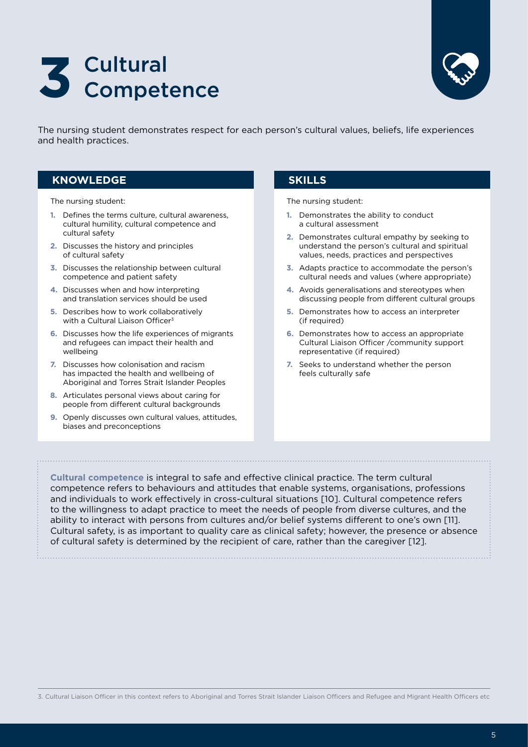# 3 Cultural Competence

The nursing student demonstrates respect for each person's cultural values, beliefs, life experiences and health practices.

## KNOWLEDGE

The nursing student:

1. Defines the terms culture, cultural awareness, cultural humility, cultural competence and cultural safety
2. Discusses the history and principles of cultural safety
3. Discusses the relationship between cultural competence and patient safety
4. Discusses when and how interpreting and translation services should be used
5. Describes how to work collaboratively with a Cultural Liaison Officer[3]
6. Discusses how the life experiences of migrants and refugees can impact their health and wellbeing
7. Discusses how colonisation and racism has impacted the health and wellbeing of Aboriginal and Torres Strait Islander Peoples
8. Articulates personal views about caring for people from different cultural backgrounds
9. Openly discusses own cultural values, attitudes, biases and preconceptions

## SKILLS

The nursing student:

1. Demonstrates the ability to conduct a cultural assessment
2. Demonstrates cultural empathy by seeking to understand the person's cultural and spiritual values, needs, practices and perspectives
3. Adapts practice to accommodate the person's cultural needs and values (where appropriate)
4. Avoids generalisations and stereotypes when discussing people from different cultural groups
5. Demonstrates how to access an interpreter (if required)
6. Demonstrates how to access an appropriate Cultural Liaison Officer /community support representative (if required)
7. Seeks to understand whether the person feels culturally safe

**Cultural competence** is integral to safe and effective clinical practice. The term cultural competence refers to behaviours and attitudes that enable systems, organisations, professions and individuals to work effectively in cross-cultural situations [10]. Cultural competence refers to the willingness to adapt practice to meet the needs of people from diverse cultures, and the ability to interact with persons from cultures and/or belief systems different to one's own [11]. Cultural safety, is as important to quality care as clinical safety; however, the presence or absence of cultural safety is determined by the recipient of care, rather than the caregiver [12].

3. Cultural Liaison Officer in this context refers to Aboriginal and Torres Strait Islander Liaison Officers and Refugee and Migrant Health Officers etc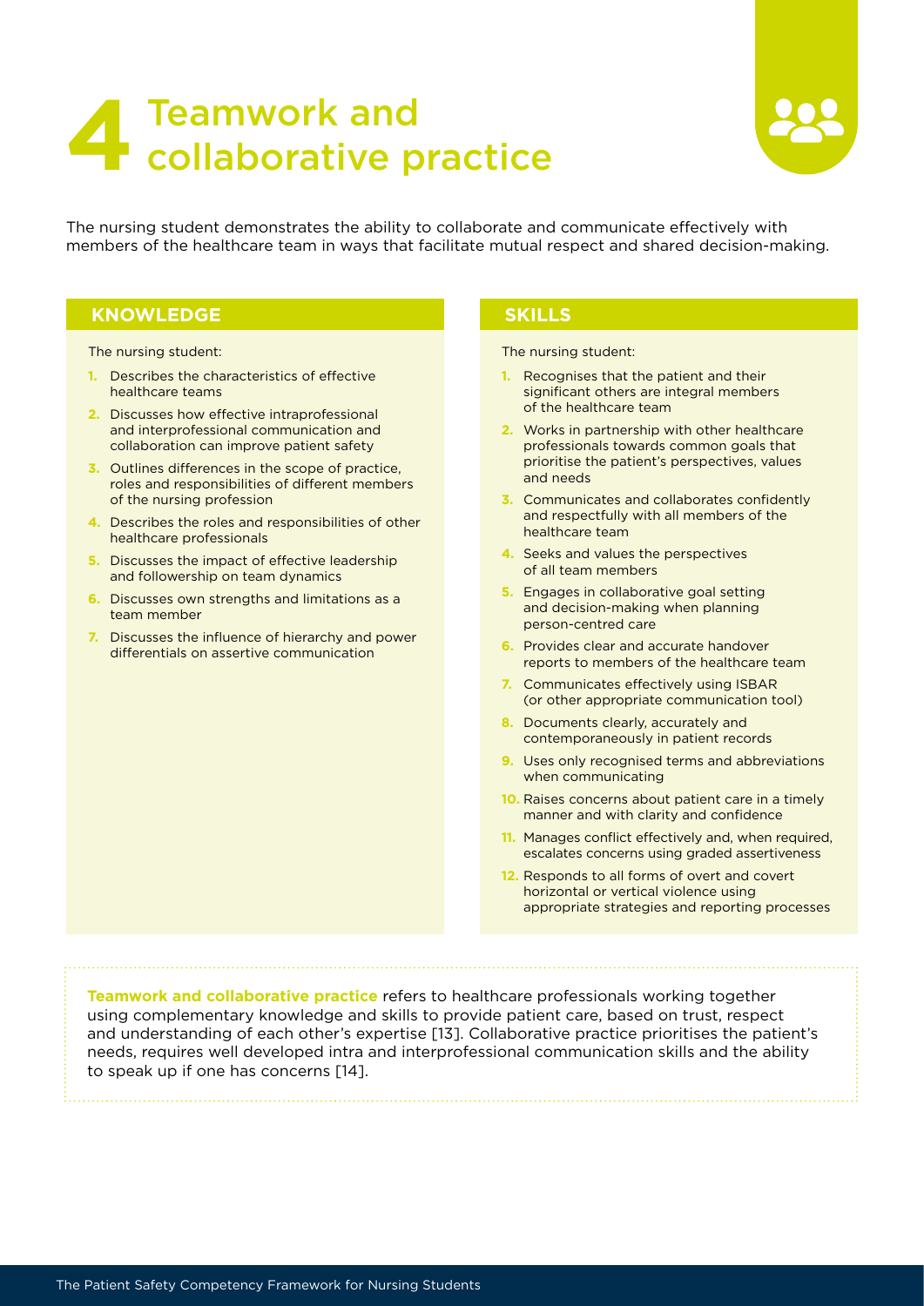# 4 Teamwork and collaborative practice

The nursing student demonstrates the ability to collaborate and communicate effectively with members of the healthcare team in ways that facilitate mutual respect and shared decision-making.

## KNOWLEDGE

The nursing student:

1. Describes the characteristics of effective healthcare teams
2. Discusses how effective intraprofessional and interprofessional communication and collaboration can improve patient safety
3. Outlines differences in the scope of practice, roles and responsibilities of different members of the nursing profession
4. Describes the roles and responsibilities of other healthcare professionals
5. Discusses the impact of effective leadership and followership on team dynamics
6. Discusses own strengths and limitations as a team member
7. Discusses the influence of hierarchy and power differentials on assertive communication

## SKILLS

The nursing student:

1. Recognises that the patient and their significant others are integral members of the healthcare team
2. Works in partnership with other healthcare professionals towards common goals that prioritise the patient's perspectives, values and needs
3. Communicates and collaborates confidently and respectfully with all members of the healthcare team
4. Seeks and values the perspectives of all team members
5. Engages in collaborative goal setting and decision-making when planning person-centred care
6. Provides clear and accurate handover reports to members of the healthcare team
7. Communicates effectively using ISBAR (or other appropriate communication tool)
8. Documents clearly, accurately and contemporaneously in patient records
9. Uses only recognised terms and abbreviations when communicating
10. Raises concerns about patient care in a timely manner and with clarity and confidence
11. Manages conflict effectively and, when required, escalates concerns using graded assertiveness
12. Responds to all forms of overt and covert horizontal or vertical violence using appropriate strategies and reporting processes

**Teamwork and collaborative practice** refers to healthcare professionals working together using complementary knowledge and skills to provide patient care, based on trust, respect and understanding of each other's expertise [13]. Collaborative practice prioritises the patient's needs, requires well developed intra and interprofessional communication skills and the ability to speak up if one has concerns [14].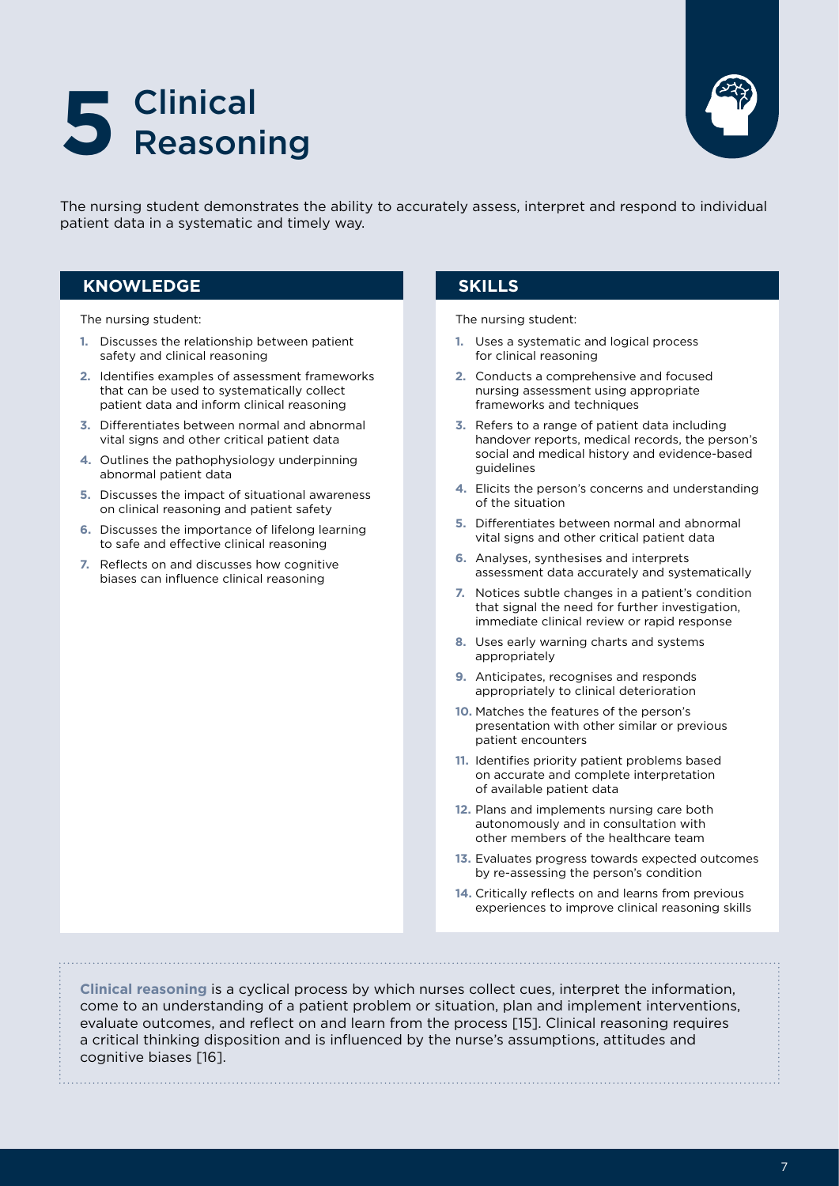# 5 Clinical Reasoning

The nursing student demonstrates the ability to accurately assess, interpret and respond to individual patient data in a systematic and timely way.

## KNOWLEDGE

The nursing student:

1. Discusses the relationship between patient safety and clinical reasoning
2. Identifies examples of assessment frameworks that can be used to systematically collect patient data and inform clinical reasoning
3. Differentiates between normal and abnormal vital signs and other critical patient data
4. Outlines the pathophysiology underpinning abnormal patient data
5. Discusses the impact of situational awareness on clinical reasoning and patient safety
6. Discusses the importance of lifelong learning to safe and effective clinical reasoning
7. Reflects on and discusses how cognitive biases can influence clinical reasoning

## SKILLS

The nursing student:

1. Uses a systematic and logical process for clinical reasoning
2. Conducts a comprehensive and focused nursing assessment using appropriate frameworks and techniques
3. Refers to a range of patient data including handover reports, medical records, the person's social and medical history and evidence-based guidelines
4. Elicits the person's concerns and understanding of the situation
5. Differentiates between normal and abnormal vital signs and other critical patient data
6. Analyses, synthesises and interprets assessment data accurately and systematically
7. Notices subtle changes in a patient's condition that signal the need for further investigation, immediate clinical review or rapid response
8. Uses early warning charts and systems appropriately
9. Anticipates, recognises and responds appropriately to clinical deterioration
10. Matches the features of the person's presentation with other similar or previous patient encounters
11. Identifies priority patient problems based on accurate and complete interpretation of available patient data
12. Plans and implements nursing care both autonomously and in consultation with other members of the healthcare team
13. Evaluates progress towards expected outcomes by re-assessing the person's condition
14. Critically reflects on and learns from previous experiences to improve clinical reasoning skills

**Clinical reasoning** is a cyclical process by which nurses collect cues, interpret the information, come to an understanding of a patient problem or situation, plan and implement interventions, evaluate outcomes, and reflect on and learn from the process [15]. Clinical reasoning requires a critical thinking disposition and is influenced by the nurse's assumptions, attitudes and cognitive biases [16].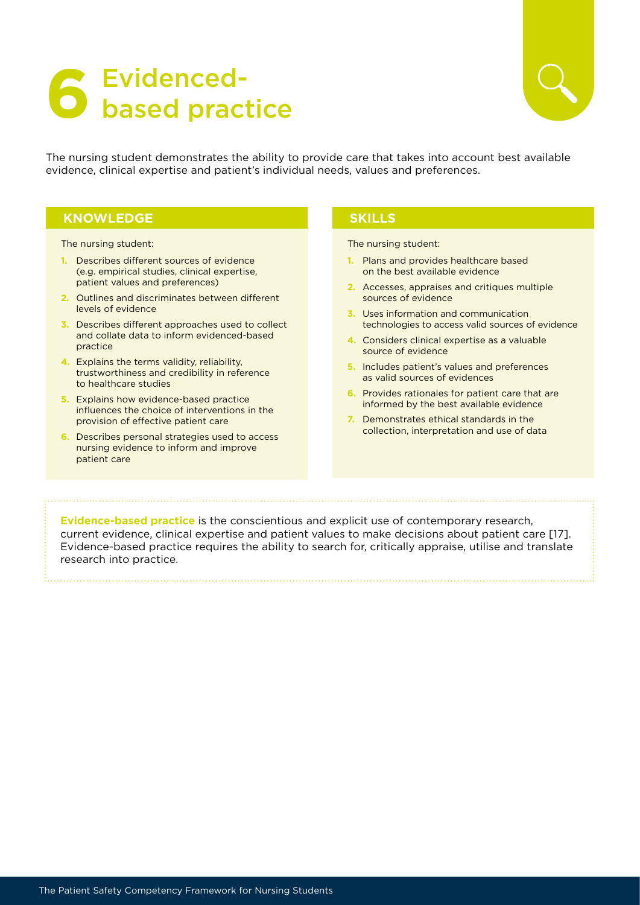# 6 Evidenced-based practice

The nursing student demonstrates the ability to provide care that takes into account best available evidence, clinical expertise and patient's individual needs, values and preferences.

## KNOWLEDGE

The nursing student:

1. Describes different sources of evidence (e.g. empirical studies, clinical expertise, patient values and preferences)
2. Outlines and discriminates between different levels of evidence
3. Describes different approaches used to collect and collate data to inform evidenced-based practice
4. Explains the terms validity, reliability, trustworthiness and credibility in reference to healthcare studies
5. Explains how evidence-based practice influences the choice of interventions in the provision of effective patient care
6. Describes personal strategies used to access nursing evidence to inform and improve patient care

## SKILLS

The nursing student:

1. Plans and provides healthcare based on the best available evidence
2. Accesses, appraises and critiques multiple sources of evidence
3. Uses information and communication technologies to access valid sources of evidence
4. Considers clinical expertise as a valuable source of evidence
5. Includes patient's values and preferences as valid sources of evidences
6. Provides rationales for patient care that are informed by the best available evidence
7. Demonstrates ethical standards in the collection, interpretation and use of data

**Evidence-based practice** is the conscientious and explicit use of contemporary research, current evidence, clinical expertise and patient values to make decisions about patient care [17]. Evidence-based practice requires the ability to search for, critically appraise, utilise and translate research into practice.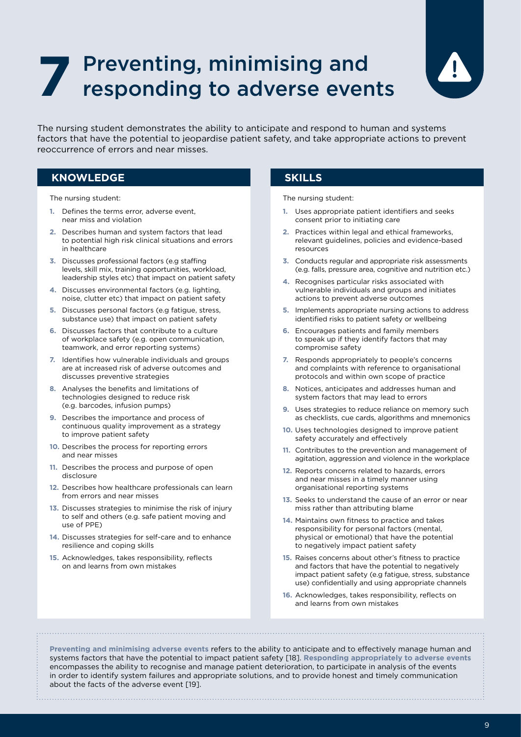# 7 Preventing, minimising and responding to adverse events

The nursing student demonstrates the ability to anticipate and respond to human and systems factors that have the potential to jeopardise patient safety, and take appropriate actions to prevent reoccurrence of errors and near misses.

## KNOWLEDGE

The nursing student:

1. Defines the terms error, adverse event, near miss and violation
2. Describes human and system factors that lead to potential high risk clinical situations and errors in healthcare
3. Discusses professional factors (e.g staffing levels, skill mix, training opportunities, workload, leadership styles etc) that impact on patient safety
4. Discusses environmental factors (e.g. lighting, noise, clutter etc) that impact on patient safety
5. Discusses personal factors (e.g fatigue, stress, substance use) that impact on patient safety
6. Discusses factors that contribute to a culture of workplace safety (e.g. open communication, teamwork, and error reporting systems)
7. Identifies how vulnerable individuals and groups are at increased risk of adverse outcomes and discusses preventive strategies
8. Analyses the benefits and limitations of technologies designed to reduce risk (e.g. barcodes, infusion pumps)
9. Describes the importance and process of continuous quality improvement as a strategy to improve patient safety
10. Describes the process for reporting errors and near misses
11. Describes the process and purpose of open disclosure
12. Describes how healthcare professionals can learn from errors and near misses
13. Discusses strategies to minimise the risk of injury to self and others (e.g. safe patient moving and use of PPE)
14. Discusses strategies for self-care and to enhance resilience and coping skills
15. Acknowledges, takes responsibility, reflects on and learns from own mistakes

## SKILLS

The nursing student:

1. Uses appropriate patient identifiers and seeks consent prior to initiating care
2. Practices within legal and ethical frameworks, relevant guidelines, policies and evidence-based resources
3. Conducts regular and appropriate risk assessments (e.g. falls, pressure area, cognitive and nutrition etc.)
4. Recognises particular risks associated with vulnerable individuals and groups and initiates actions to prevent adverse outcomes
5. Implements appropriate nursing actions to address identified risks to patient safety or wellbeing
6. Encourages patients and family members to speak up if they identify factors that may compromise safety
7. Responds appropriately to people's concerns and complaints with reference to organisational protocols and within own scope of practice
8. Notices, anticipates and addresses human and system factors that may lead to errors
9. Uses strategies to reduce reliance on memory such as checklists, cue cards, algorithms and mnemonics
10. Uses technologies designed to improve patient safety accurately and effectively
11. Contributes to the prevention and management of agitation, aggression and violence in the workplace
12. Reports concerns related to hazards, errors and near misses in a timely manner using organisational reporting systems
13. Seeks to understand the cause of an error or near miss rather than attributing blame
14. Maintains own fitness to practice and takes responsibility for personal factors (mental, physical or emotional) that have the potential to negatively impact patient safety
15. Raises concerns about other's fitness to practice and factors that have the potential to negatively impact patient safety (e.g fatigue, stress, substance use) confidentially and using appropriate channels
16. Acknowledges, takes responsibility, reflects on and learns from own mistakes

**Preventing and minimising adverse events** refers to the ability to anticipate and to effectively manage human and systems factors that have the potential to impact patient safety [18]. **Responding appropriately to adverse events** encompasses the ability to recognise and manage patient deterioration, to participate in analysis of the events in order to identify system failures and appropriate solutions, and to provide honest and timely communication about the facts of the adverse event [19].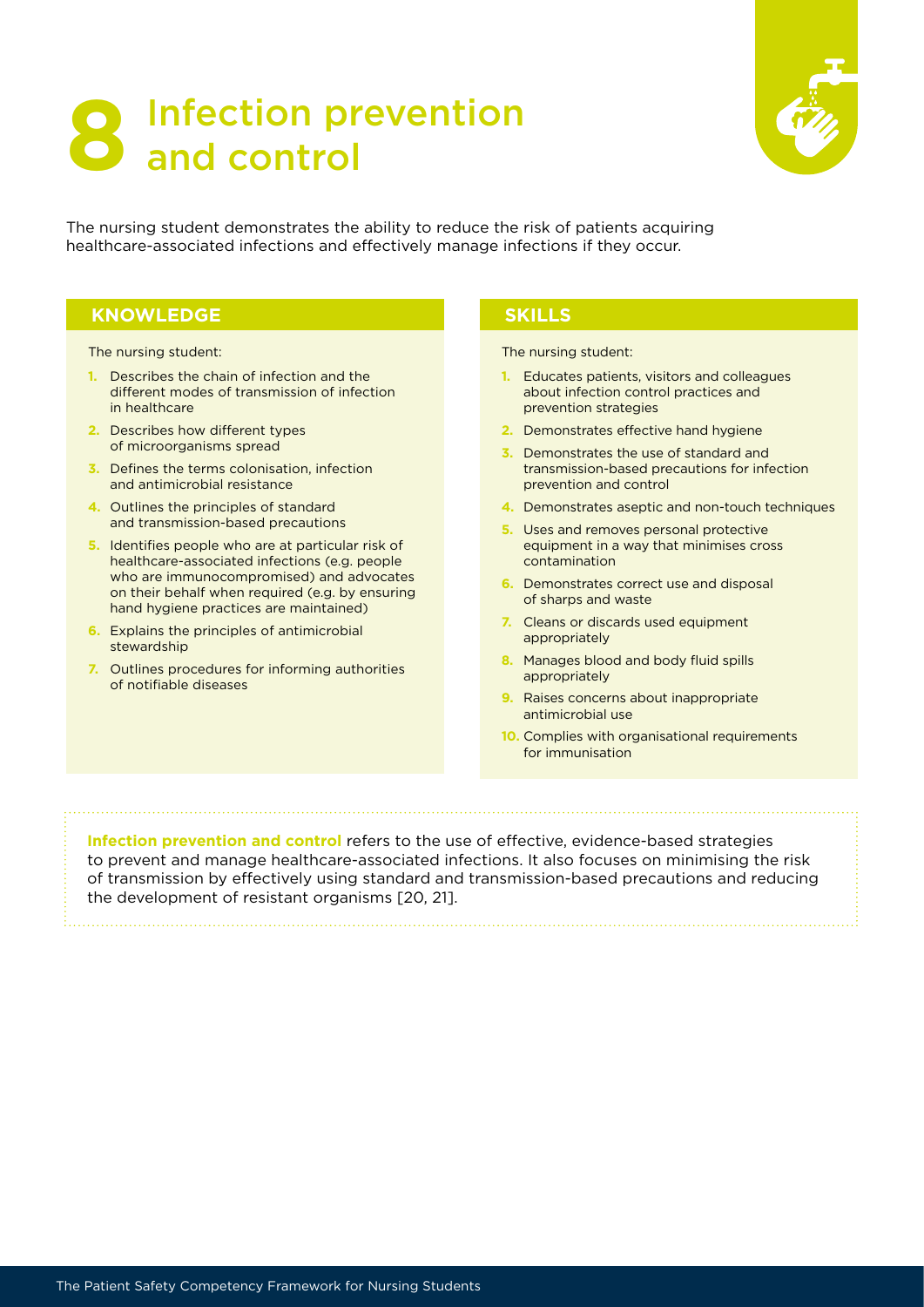# 8 Infection prevention and control

The nursing student demonstrates the ability to reduce the risk of patients acquiring healthcare-associated infections and effectively manage infections if they occur.

## KNOWLEDGE

The nursing student:

1. Describes the chain of infection and the different modes of transmission of infection in healthcare
2. Describes how different types of microorganisms spread
3. Defines the terms colonisation, infection and antimicrobial resistance
4. Outlines the principles of standard and transmission-based precautions
5. Identifies people who are at particular risk of healthcare-associated infections (e.g. people who are immunocompromised) and advocates on their behalf when required (e.g. by ensuring hand hygiene practices are maintained)
6. Explains the principles of antimicrobial stewardship
7. Outlines procedures for informing authorities of notifiable diseases

## SKILLS

The nursing student:

1. Educates patients, visitors and colleagues about infection control practices and prevention strategies
2. Demonstrates effective hand hygiene
3. Demonstrates the use of standard and transmission-based precautions for infection prevention and control
4. Demonstrates aseptic and non-touch techniques
5. Uses and removes personal protective equipment in a way that minimises cross contamination
6. Demonstrates correct use and disposal of sharps and waste
7. Cleans or discards used equipment appropriately
8. Manages blood and body fluid spills appropriately
9. Raises concerns about inappropriate antimicrobial use
10. Complies with organisational requirements for immunisation

**Infection prevention and control** refers to the use of effective, evidence-based strategies to prevent and manage healthcare-associated infections. It also focuses on minimising the risk of transmission by effectively using standard and transmission-based precautions and reducing the development of resistant organisms [20, 21].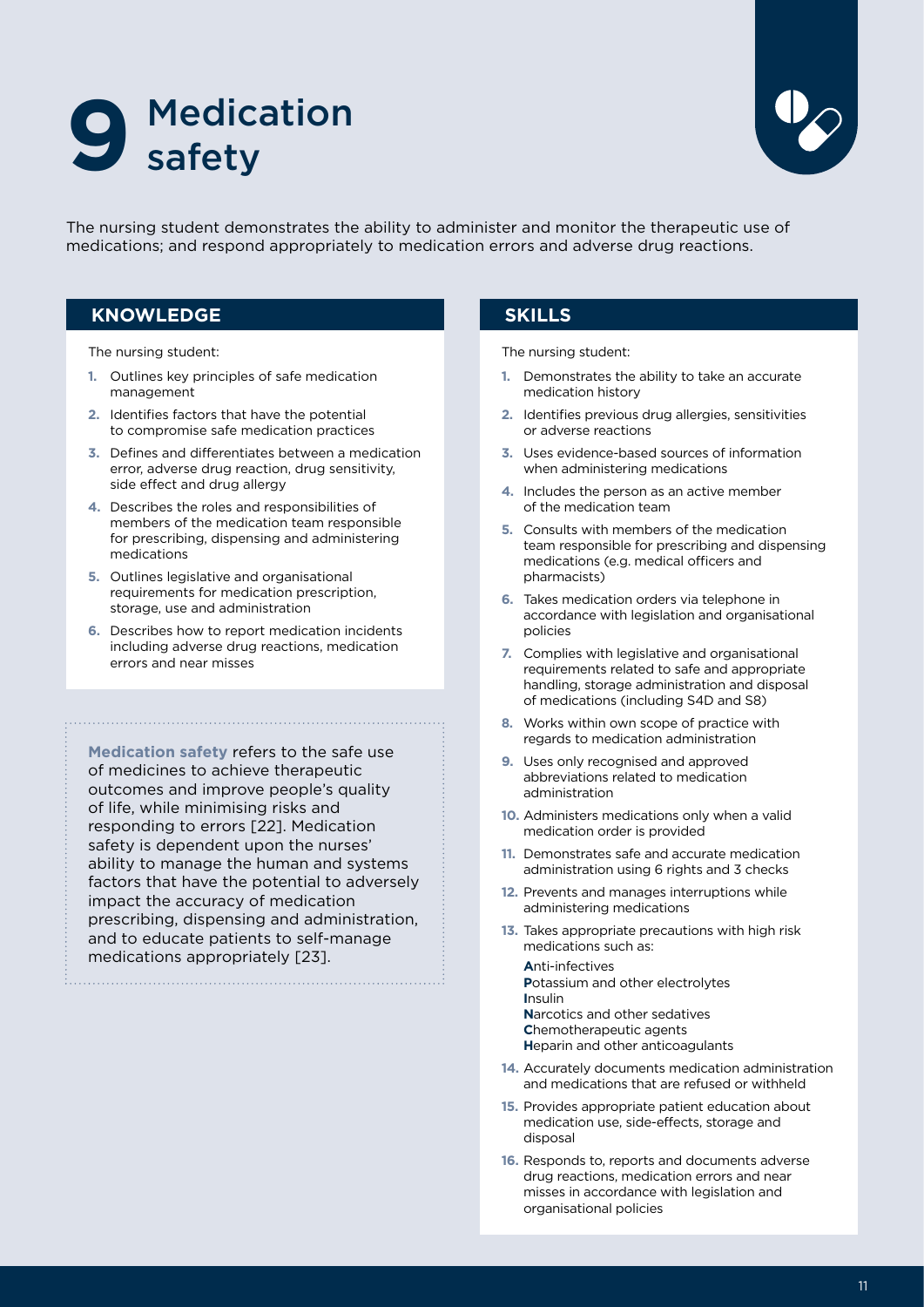# 9 Medication safety

The nursing student demonstrates the ability to administer and monitor the therapeutic use of medications; and respond appropriately to medication errors and adverse drug reactions.

## KNOWLEDGE

The nursing student:

1. Outlines key principles of safe medication management
2. Identifies factors that have the potential to compromise safe medication practices
3. Defines and differentiates between a medication error, adverse drug reaction, drug sensitivity, side effect and drug allergy
4. Describes the roles and responsibilities of members of the medication team responsible for prescribing, dispensing and administering medications
5. Outlines legislative and organisational requirements for medication prescription, storage, use and administration
6. Describes how to report medication incidents including adverse drug reactions, medication errors and near misses

**Medication safety** refers to the safe use of medicines to achieve therapeutic outcomes and improve people's quality of life, while minimising risks and responding to errors [22]. Medication safety is dependent upon the nurses' ability to manage the human and systems factors that have the potential to adversely impact the accuracy of medication prescribing, dispensing and administration, and to educate patients to self-manage medications appropriately [23].

## SKILLS

The nursing student:

1. Demonstrates the ability to take an accurate medication history
2. Identifies previous drug allergies, sensitivities or adverse reactions
3. Uses evidence-based sources of information when administering medications
4. Includes the person as an active member of the medication team
5. Consults with members of the medication team responsible for prescribing and dispensing medications (e.g. medical officers and pharmacists)
6. Takes medication orders via telephone in accordance with legislation and organisational policies
7. Complies with legislative and organisational requirements related to safe and appropriate handling, storage administration and disposal of medications (including S4D and S8)
8. Works within own scope of practice with regards to medication administration
9. Uses only recognised and approved abbreviations related to medication administration
10. Administers medications only when a valid medication order is provided
11. Demonstrates safe and accurate medication administration using 6 rights and 3 checks
12. Prevents and manages interruptions while administering medications
13. Takes appropriate precautions with high risk medications such as:

    **A**nti-infectives
    **P**otassium and other electrolytes
    **I**nsulin
    **N**arcotics and other sedatives
    **C**hemotherapeutic agents
    **H**eparin and other anticoagulants

14. Accurately documents medication administration and medications that are refused or withheld
15. Provides appropriate patient education about medication use, side-effects, storage and disposal
16. Responds to, reports and documents adverse drug reactions, medication errors and near misses in accordance with legislation and organisational policies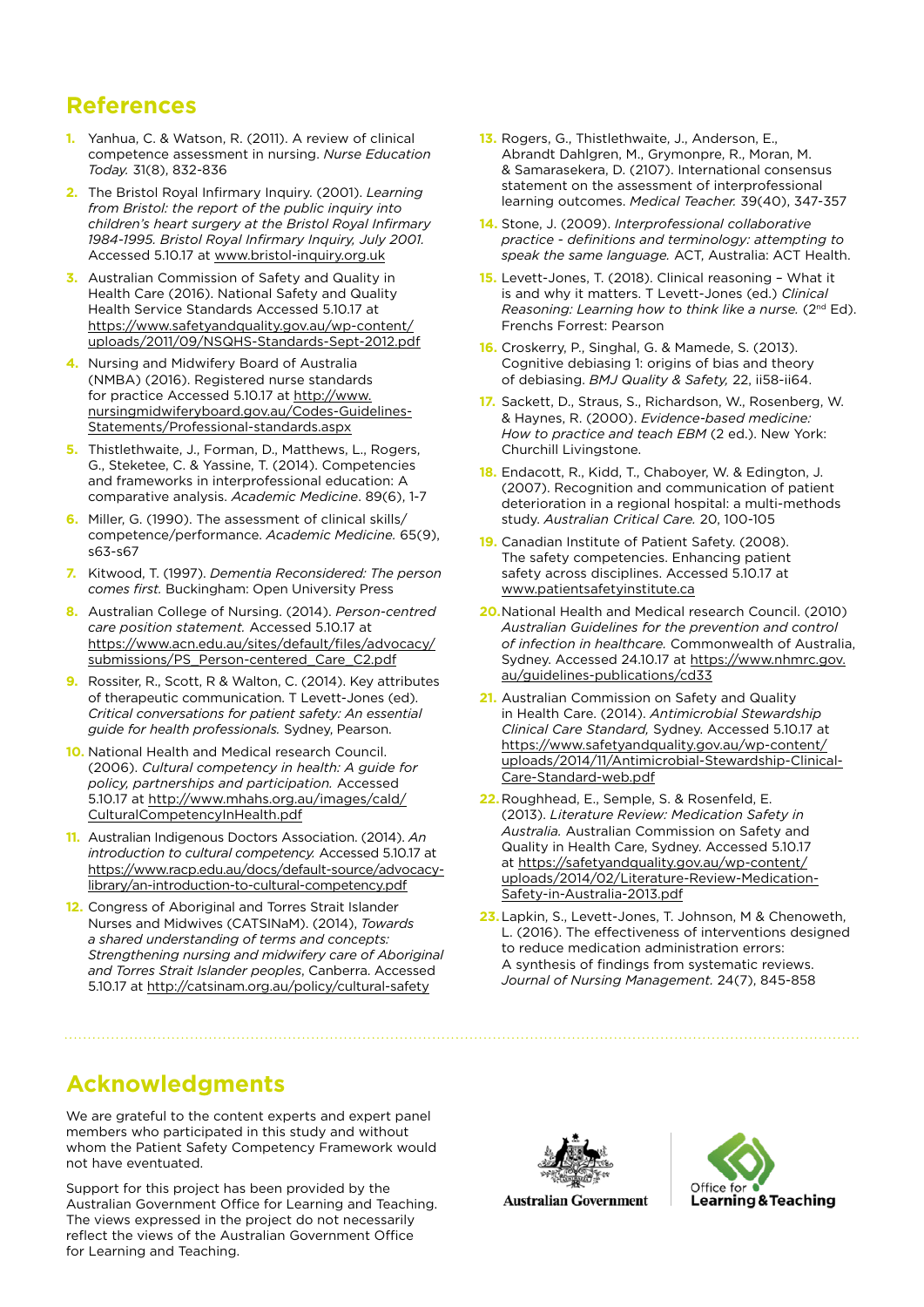## References

1. Yanhua, C. & Watson, R. (2011). A review of clinical competence assessment in nursing. *Nurse Education Today.* 31(8), 832-836
2. The Bristol Royal Infirmary Inquiry. (2001). *Learning from Bristol: the report of the public inquiry into children's heart surgery at the Bristol Royal Infirmary 1984-1995. Bristol Royal Infirmary Inquiry, July 2001.* Accessed 5.10.17 at www.bristol-inquiry.org.uk
3. Australian Commission of Safety and Quality in Health Care (2016). National Safety and Quality Health Service Standards Accessed 5.10.17 at https://www.safetyandquality.gov.au/wp-content/uploads/2011/09/NSQHS-Standards-Sept-2012.pdf
4. Nursing and Midwifery Board of Australia (NMBA) (2016). Registered nurse standards for practice Accessed 5.10.17 at http://www.nursingmidwiferyboard.gov.au/Codes-Guidelines-Statements/Professional-standards.aspx
5. Thistlethwaite, J., Forman, D., Matthews, L., Rogers, G., Steketee, C. & Yassine, T. (2014). Competencies and frameworks in interprofessional education: A comparative analysis. *Academic Medicine*. 89(6), 1-7
6. Miller, G. (1990). The assessment of clinical skills/competence/performance. *Academic Medicine.* 65(9), s63-s67
7. Kitwood, T. (1997). *Dementia Reconsidered: The person comes first.* Buckingham: Open University Press
8. Australian College of Nursing. (2014). *Person-centred care position statement.* Accessed 5.10.17 at https://www.acn.edu.au/sites/default/files/advocacy/submissions/PS_Person-centered_Care_C2.pdf
9. Rossiter, R., Scott, R & Walton, C. (2014). Key attributes of therapeutic communication. T Levett-Jones (ed). *Critical conversations for patient safety: An essential guide for health professionals.* Sydney, Pearson.
10. National Health and Medical research Council. (2006). *Cultural competency in health: A guide for policy, partnerships and participation.* Accessed 5.10.17 at http://www.mhahs.org.au/images/cald/CulturalCompetencyInHealth.pdf
11. Australian Indigenous Doctors Association. (2014). *An introduction to cultural competency.* Accessed 5.10.17 at https://www.racp.edu.au/docs/default-source/advocacy-library/an-introduction-to-cultural-competency.pdf
12. Congress of Aboriginal and Torres Strait Islander Nurses and Midwives (CATSINaM). (2014), *Towards a shared understanding of terms and concepts: Strengthening nursing and midwifery care of Aboriginal and Torres Strait Islander peoples*, Canberra. Accessed 5.10.17 at http://catsinam.org.au/policy/cultural-safety
13. Rogers, G., Thistlethwaite, J., Anderson, E., Abrandt Dahlgren, M., Grymonpre, R., Moran, M. & Samarasekera, D. (2107). International consensus statement on the assessment of interprofessional learning outcomes. *Medical Teacher.* 39(40), 347-357
14. Stone, J. (2009). *Interprofessional collaborative practice - definitions and terminology: attempting to speak the same language.* ACT, Australia: ACT Health.
15. Levett-Jones, T. (2018). Clinical reasoning – What it is and why it matters. T Levett-Jones (ed.) *Clinical Reasoning: Learning how to think like a nurse.* (2nd Ed). Frenchs Forrest: Pearson
16. Croskerry, P., Singhal, G. & Mamede, S. (2013). Cognitive debiasing 1: origins of bias and theory of debiasing. *BMJ Quality & Safety,* 22, ii58-ii64.
17. Sackett, D., Straus, S., Richardson, W., Rosenberg, W. & Haynes, R. (2000). *Evidence-based medicine: How to practice and teach EBM* (2 ed.). New York: Churchill Livingstone.
18. Endacott, R., Kidd, T., Chaboyer, W. & Edington, J. (2007). Recognition and communication of patient deterioration in a regional hospital: a multi-methods study. *Australian Critical Care.* 20, 100-105
19. Canadian Institute of Patient Safety. (2008). The safety competencies. Enhancing patient safety across disciplines. Accessed 5.10.17 at www.patientsafetyinstitute.ca
20. National Health and Medical research Council. (2010) *Australian Guidelines for the prevention and control of infection in healthcare.* Commonwealth of Australia, Sydney. Accessed 24.10.17 at https://www.nhmrc.gov.au/guidelines-publications/cd33
21. Australian Commission on Safety and Quality in Health Care. (2014). *Antimicrobial Stewardship Clinical Care Standard,* Sydney. Accessed 5.10.17 at https://www.safetyandquality.gov.au/wp-content/uploads/2014/11/Antimicrobial-Stewardship-Clinical-Care-Standard-web.pdf
22. Roughhead, E., Semple, S. & Rosenfeld, E. (2013). *Literature Review: Medication Safety in Australia.* Australian Commission on Safety and Quality in Health Care, Sydney. Accessed 5.10.17 at https://safetyandquality.gov.au/wp-content/uploads/2014/02/Literature-Review-Medication-Safety-in-Australia-2013.pdf
23. Lapkin, S., Levett-Jones, T. Johnson, M & Chenoweth, L. (2016). The effectiveness of interventions designed to reduce medication administration errors: A synthesis of findings from systematic reviews. *Journal of Nursing Management.* 24(7), 845-858

## Acknowledgments

We are grateful to the content experts and expert panel members who participated in this study and without whom the Patient Safety Competency Framework would not have eventuated.

Support for this project has been provided by the Australian Government Office for Learning and Teaching. The views expressed in the project do not necessarily reflect the views of the Australian Government Office for Learning and Teaching.

Australian Government

Office for Learning & Teaching